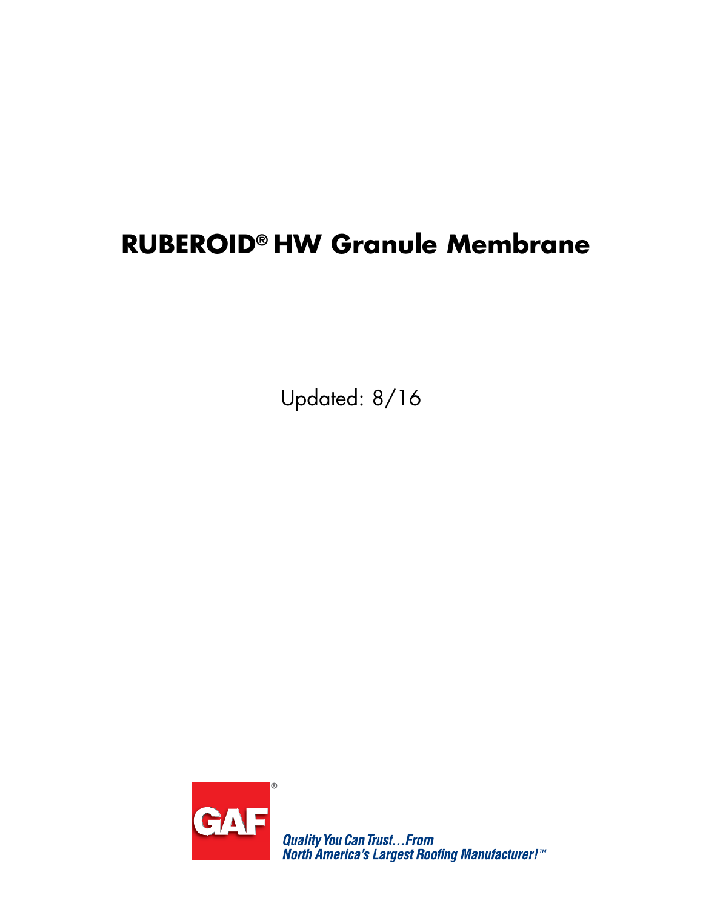# RUBEROID® HW Granule Membrane

Updated: 8/16

GAF®

*Quality You Can Trust…From North America's Largest Roofing Manufacturer!™*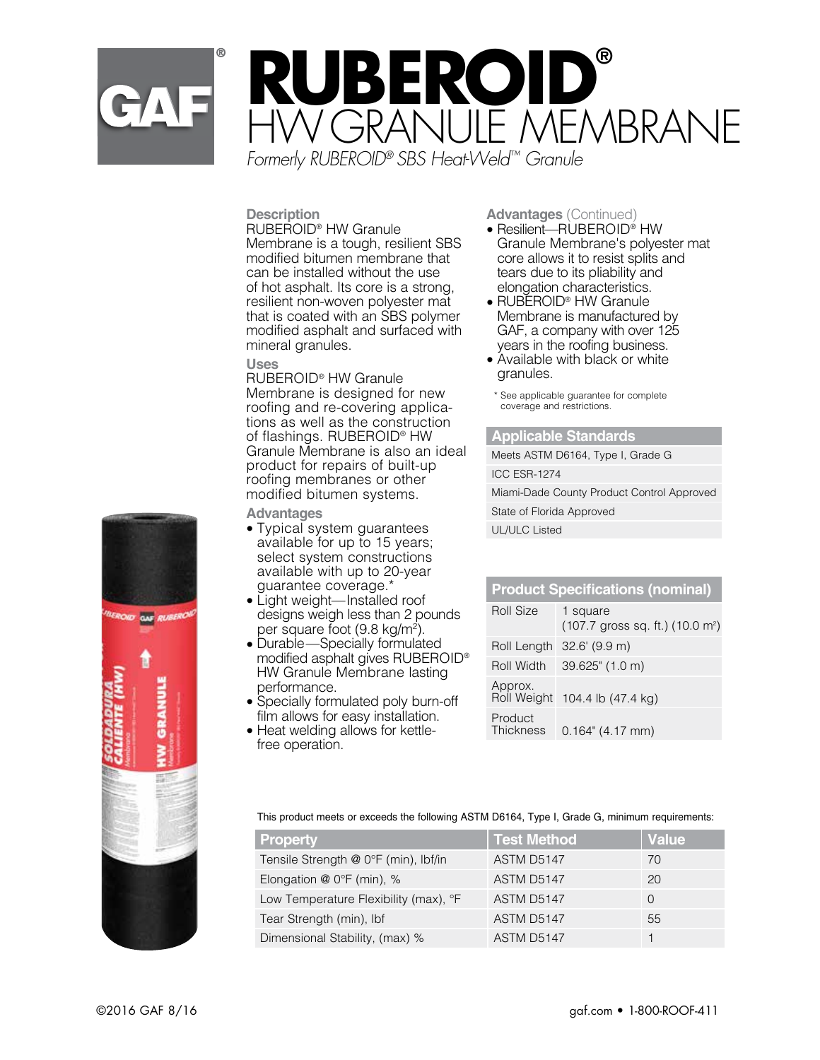# RUBEROID®

## HW GRANULE MEMBRANE

*Formerly RUBEROID® SBS Heat-Weld™ Granule*

### Description

RUBEROID® HW Granule Membrane is a tough, resilient SBS modified bitumen membrane that can be installed without the use of hot asphalt. Its core is a strong, resilient non-woven polyester mat that is coated with an SBS polymer modified asphalt and surfaced with mineral granules.

### Uses

RUBEROID® HW Granule Membrane is designed for new roofing and re-covering applications as well as the construction of flashings. RUBEROID® HW Granule Membrane is also an ideal product for repairs of built-up roofing membranes or other modified bitumen systems.

### Advantages

- Typical system guarantees available for up to 15 years; select system constructions available with up to 20-year guarantee coverage.*
- Light weight—Installed roof designs weigh less than 2 pounds per square foot (9.8 kg/m²).
- Durable—Specially formulated asphalt gives RUBEROID® HW Granule Membrane lasting performance.
- Specially formulated poly burn-off film allows for easy installation.
- Heat welding allows for kettle-free operation.
- Resilient—RUBEROID® HW Granule Membrane's polyester mat core allows it to resist splits and tears due to its pliability and elongation characteristics.
- RUBEROID® HW Granule Membrane is manufactured by GAF, a company with over 125 years in the roofing business.
- Available with black or white granules.

\* See applicable guarantee for complete coverage and restrictions.

| Applicable Standards |
|---|
| Meets ASTM D6164, Type I, Grade G |
| ICC ESR-1274 |
| Miami-Dade County Product Control Approved |
| State of Florida Approved |
| UL/ULC Listed |

| Product Specifications (nominal) | |
|---|---|
| Roll Size | 1 square (107.7 gross sq. ft.) (10.0 m²) |
| Roll Length | 32.6' (9.9 m) |
| Roll Width | 39.625" (1.0 m) |
| Approx. Roll Weight | 104.4 lb (47.4 kg) |
| Product Thickness | 0.164" (4.17 mm) |

This product meets or exceeds the following ASTM D6164, Type I, Grade G, minimum requirements:

| Property | Test Method | Value |
|---|---|---|
| Tensile Strength @ 0°F (min), lbf/in | ASTM D5147 | 70 |
| Elongation @ 0°F (min), % | ASTM D5147 | 20 |
| Low Temperature Flexibility (max), °F | ASTM D5147 | 0 |
| Tear Strength (min), lbf | ASTM D5147 | 55 |
| Dimensional Stability, (max) % | ASTM D5147 | 1 |

©2016 GAF 8/16

gaf.com • 1-800-ROOF-411